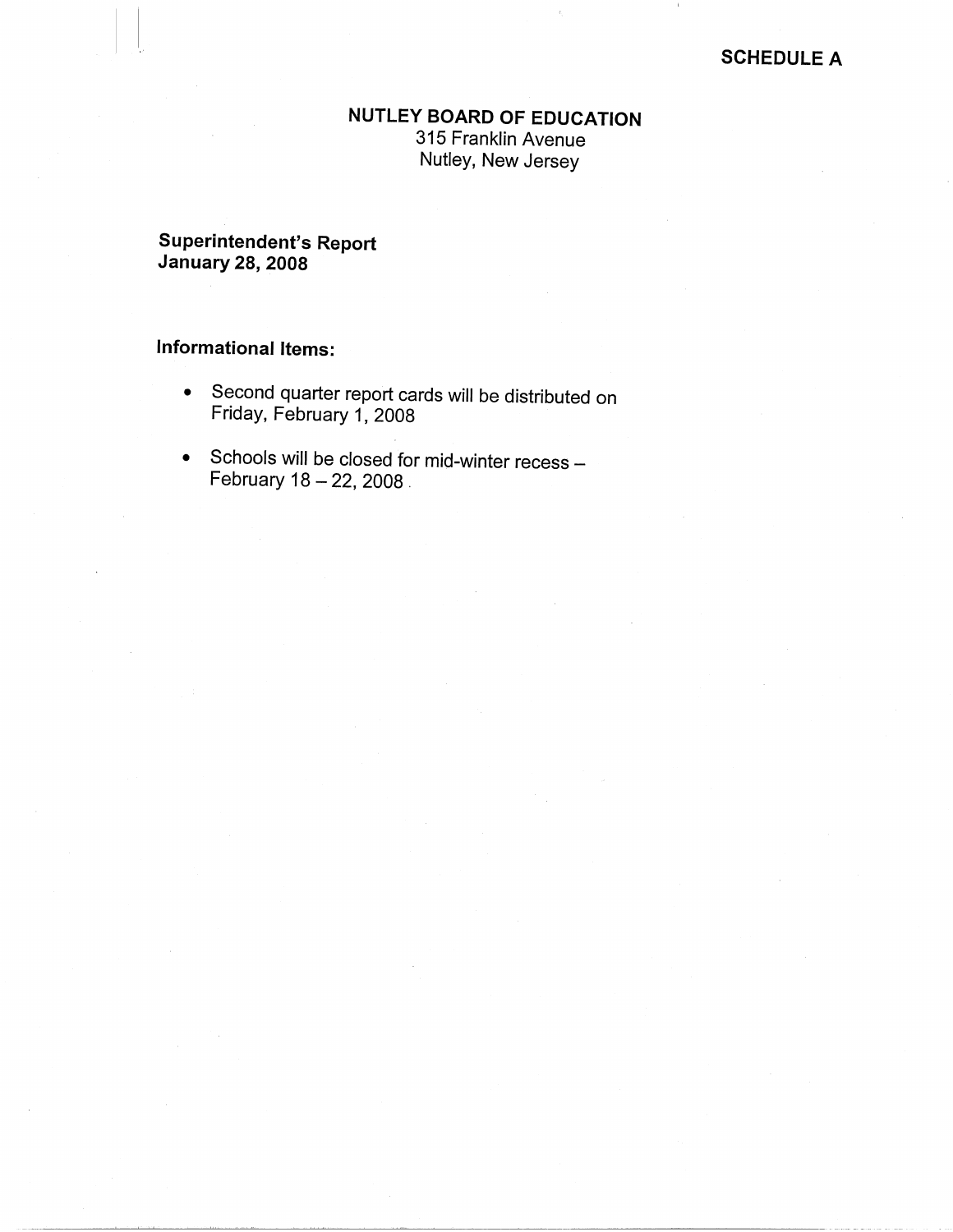**SCHEDULE A**

# NUTLEY BOARD OF EDUCATION

315 Franklin Avenue
Nutley, New Jersey

## Superintendent's Report
## January 28, 2008

### Informational Items:

- Second quarter report cards will be distributed on Friday, February 1, 2008
- Schools will be closed for mid-winter recess – February 18 – 22, 2008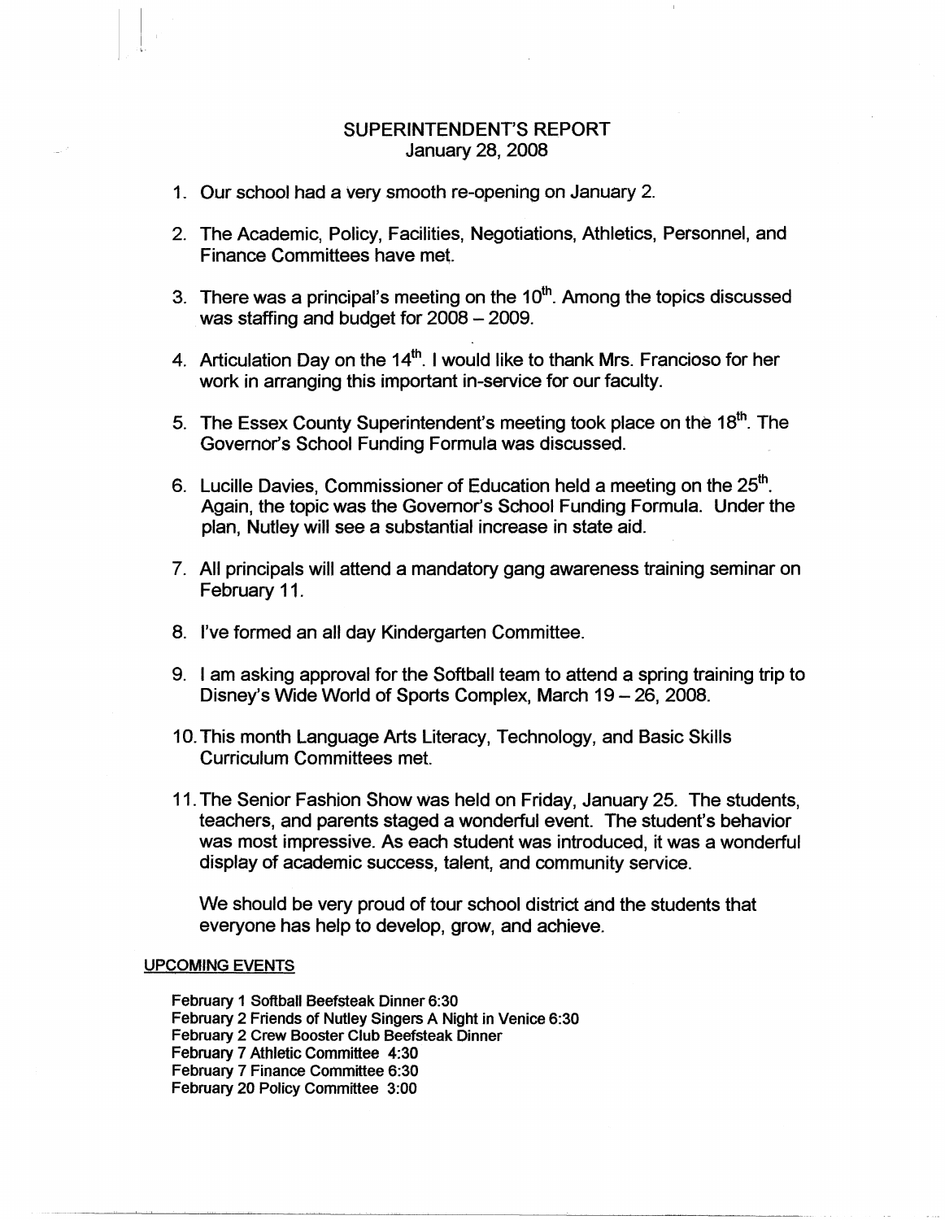# SUPERINTENDENT'S REPORT
January 28, 2008

1. Our school had a very smooth re-opening on January 2.

2. The Academic, Policy, Facilities, Negotiations, Athletics, Personnel, and Finance Committees have met.

3. There was a principal's meeting on the 10th. Among the topics discussed was staffing and budget for 2008 – 2009.

4. Articulation Day on the 14th. I would like to thank Mrs. Francioso for her work in arranging this important in-service for our faculty.

5. The Essex County Superintendent's meeting took place on the 18th. The Governor's School Funding Formula was discussed.

6. Lucille Davies, Commissioner of Education held a meeting on the 25th. Again, the topic was the Governor's School Funding Formula. Under the plan, Nutley will see a substantial increase in state aid.

7. All principals will attend a mandatory gang awareness training seminar on February 11.

8. I've formed an all day Kindergarten Committee.

9. I am asking approval for the Softball team to attend a spring training trip to Disney's Wide World of Sports Complex, March 19 – 26, 2008.

10. This month Language Arts Literacy, Technology, and Basic Skills Curriculum Committees met.

11. The Senior Fashion Show was held on Friday, January 25. The students, teachers, and parents staged a wonderful event. The student's behavior was most impressive. As each student was introduced, it was a wonderful display of academic success, talent, and community service.

    We should be very proud of tour school district and the students that everyone has help to develop, grow, and achieve.

UPCOMING EVENTS

February 1 Softball Beefsteak Dinner 6:30
February 2 Friends of Nutley Singers A Night in Venice 6:30
February 2 Crew Booster Club Beefsteak Dinner
February 7 Athletic Committee 4:30
February 7 Finance Committee 6:30
February 20 Policy Committee 3:00